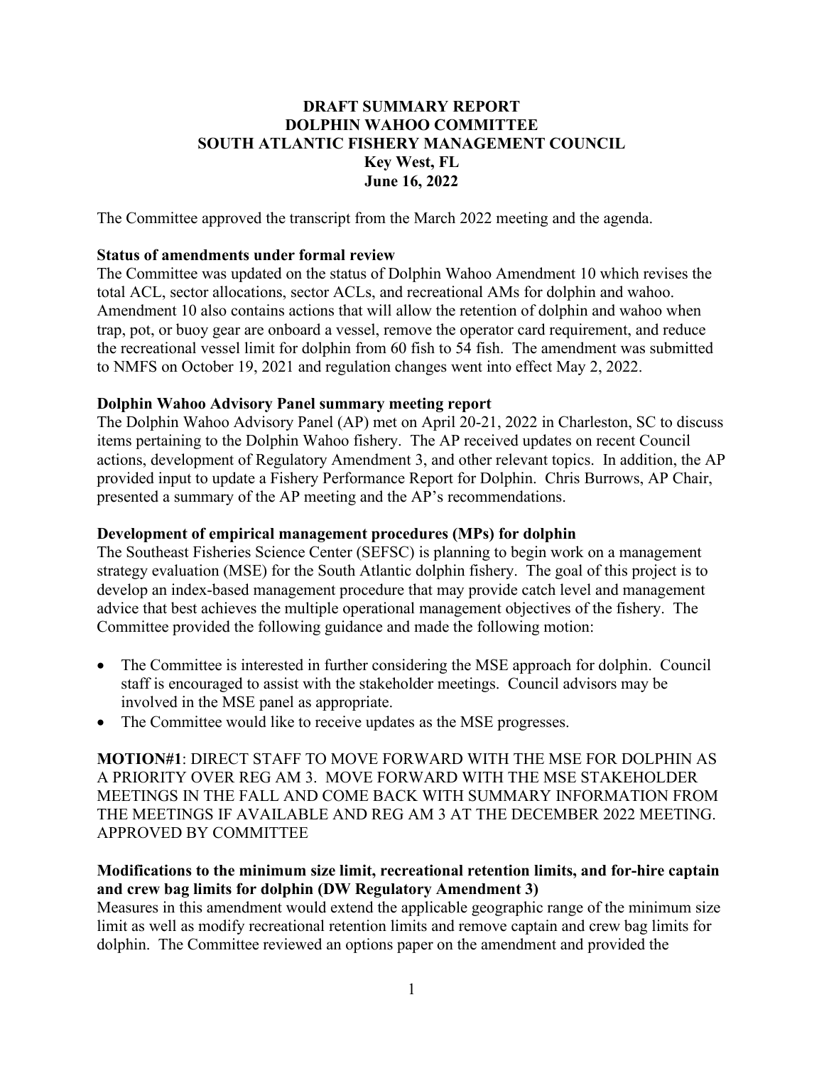# DRAFT SUMMARY REPORT
# DOLPHIN WAHOO COMMITTEE
# SOUTH ATLANTIC FISHERY MANAGEMENT COUNCIL
**Key West, FL**
**June 16, 2022**

The Committee approved the transcript from the March 2022 meeting and the agenda.

**Status of amendments under formal review**

The Committee was updated on the status of Dolphin Wahoo Amendment 10 which revises the total ACL, sector allocations, sector ACLs, and recreational AMs for dolphin and wahoo. Amendment 10 also contains actions that will allow the retention of dolphin and wahoo when trap, pot, or buoy gear are onboard a vessel, remove the operator card requirement, and reduce the recreational vessel limit for dolphin from 60 fish to 54 fish. The amendment was submitted to NMFS on October 19, 2021 and regulation changes went into effect May 2, 2022.

**Dolphin Wahoo Advisory Panel summary meeting report**

The Dolphin Wahoo Advisory Panel (AP) met on April 20-21, 2022 in Charleston, SC to discuss items pertaining to the Dolphin Wahoo fishery. The AP received updates on recent Council actions, development of Regulatory Amendment 3, and other relevant topics. In addition, the AP provided input to update a Fishery Performance Report for Dolphin. Chris Burrows, AP Chair, presented a summary of the AP meeting and the AP's recommendations.

**Development of empirical management procedures (MPs) for dolphin**

The Southeast Fisheries Science Center (SEFSC) is planning to begin work on a management strategy evaluation (MSE) for the South Atlantic dolphin fishery. The goal of this project is to develop an index-based management procedure that may provide catch level and management advice that best achieves the multiple operational management objectives of the fishery. The Committee provided the following guidance and made the following motion:

- The Committee is interested in further considering the MSE approach for dolphin. Council staff is encouraged to assist with the stakeholder meetings. Council advisors may be involved in the MSE panel as appropriate.
- The Committee would like to receive updates as the MSE progresses.

**MOTION#1**: DIRECT STAFF TO MOVE FORWARD WITH THE MSE FOR DOLPHIN AS A PRIORITY OVER REG AM 3. MOVE FORWARD WITH THE MSE STAKEHOLDER MEETINGS IN THE FALL AND COME BACK WITH SUMMARY INFORMATION FROM THE MEETINGS IF AVAILABLE AND REG AM 3 AT THE DECEMBER 2022 MEETING.
APPROVED BY COMMITTEE

**Modifications to the minimum size limit, recreational retention limits, and for-hire captain and crew bag limits for dolphin (DW Regulatory Amendment 3)**

Measures in this amendment would extend the applicable geographic range of the minimum size limit as well as modify recreational retention limits and remove captain and crew bag limits for dolphin. The Committee reviewed an options paper on the amendment and provided the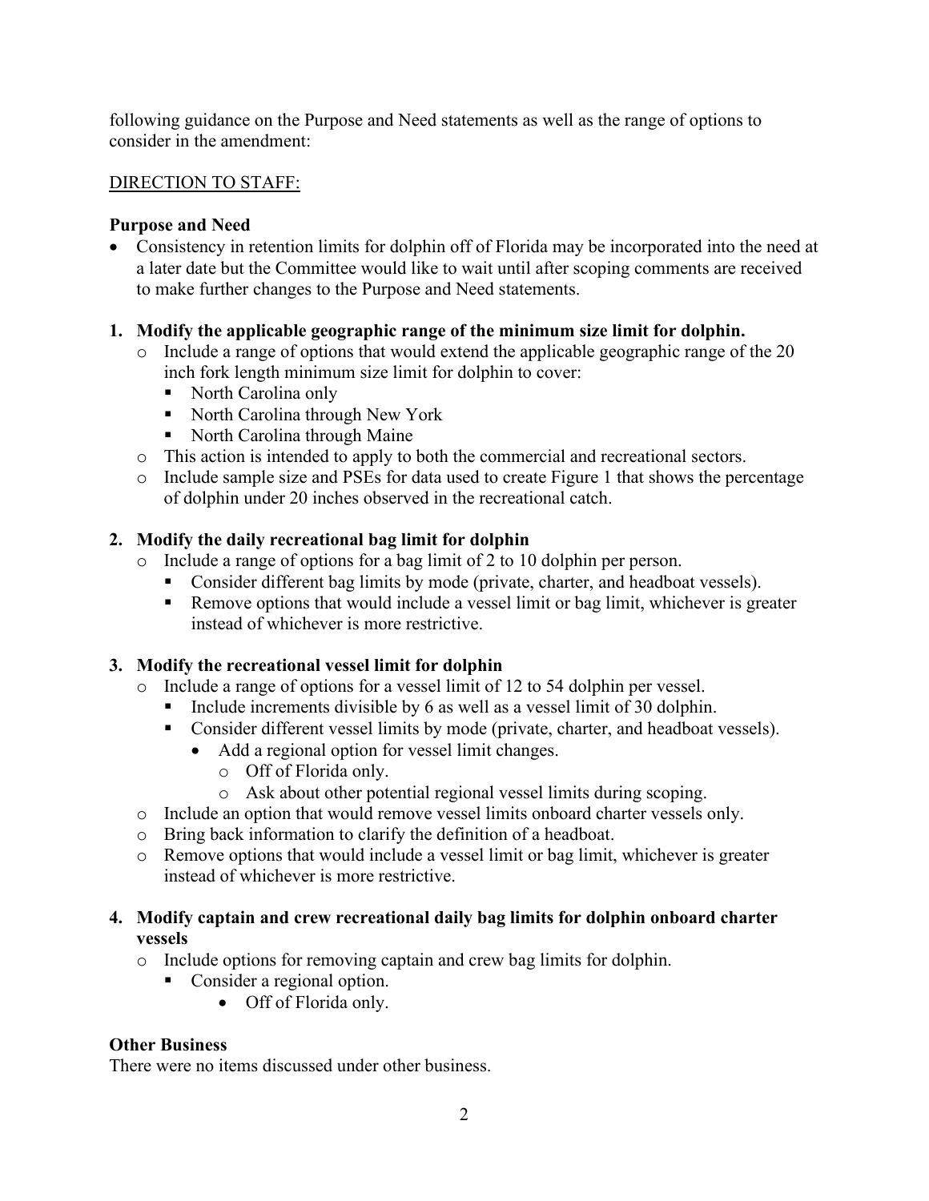following guidance on the Purpose and Need statements as well as the range of options to consider in the amendment:

DIRECTION TO STAFF:

**Purpose and Need**

- Consistency in retention limits for dolphin off of Florida may be incorporated into the need at a later date but the Committee would like to wait until after scoping comments are received to make further changes to the Purpose and Need statements.

**1. Modify the applicable geographic range of the minimum size limit for dolphin.**

- Include a range of options that would extend the applicable geographic range of the 20 inch fork length minimum size limit for dolphin to cover:
  - North Carolina only
  - North Carolina through New York
  - North Carolina through Maine
- This action is intended to apply to both the commercial and recreational sectors.
- Include sample size and PSEs for data used to create Figure 1 that shows the percentage of dolphin under 20 inches observed in the recreational catch.

**2. Modify the daily recreational bag limit for dolphin**

- Include a range of options for a bag limit of 2 to 10 dolphin per person.
  - Consider different bag limits by mode (private, charter, and headboat vessels).
  - Remove options that would include a vessel limit or bag limit, whichever is greater instead of whichever is more restrictive.

**3. Modify the recreational vessel limit for dolphin**

- Include a range of options for a vessel limit of 12 to 54 dolphin per vessel.
  - Include increments divisible by 6 as well as a vessel limit of 30 dolphin.
  - Consider different vessel limits by mode (private, charter, and headboat vessels).
    - Add a regional option for vessel limit changes.
      - Off of Florida only.
      - Ask about other potential regional vessel limits during scoping.
- Include an option that would remove vessel limits onboard charter vessels only.
- Bring back information to clarify the definition of a headboat.
- Remove options that would include a vessel limit or bag limit, whichever is greater instead of whichever is more restrictive.

**4. Modify captain and crew recreational daily bag limits for dolphin onboard charter vessels**

- Include options for removing captain and crew bag limits for dolphin.
  - Consider a regional option.
    - Off of Florida only.

**Other Business**

There were no items discussed under other business.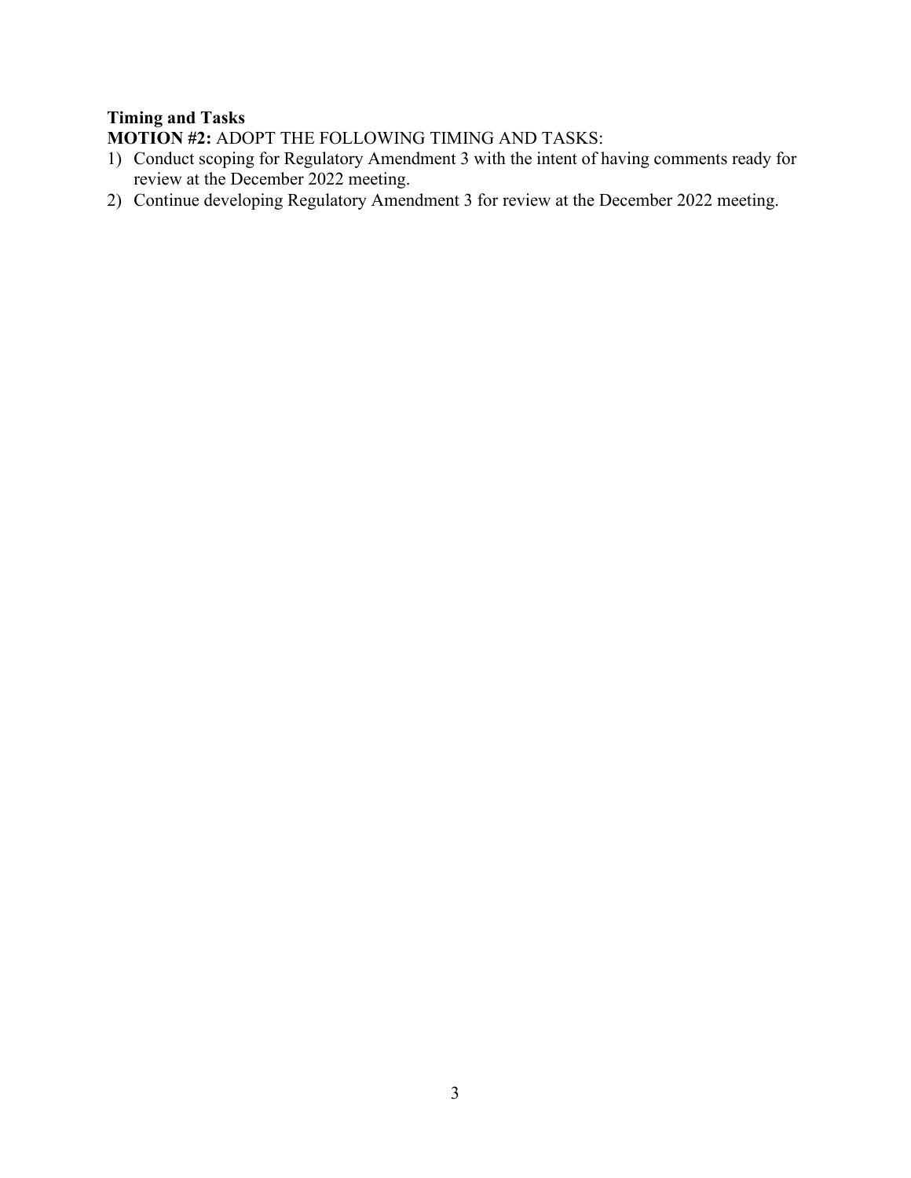**Timing and Tasks**

**MOTION #2:** ADOPT THE FOLLOWING TIMING AND TASKS:

1) Conduct scoping for Regulatory Amendment 3 with the intent of having comments ready for review at the December 2022 meeting.
2) Continue developing Regulatory Amendment 3 for review at the December 2022 meeting.